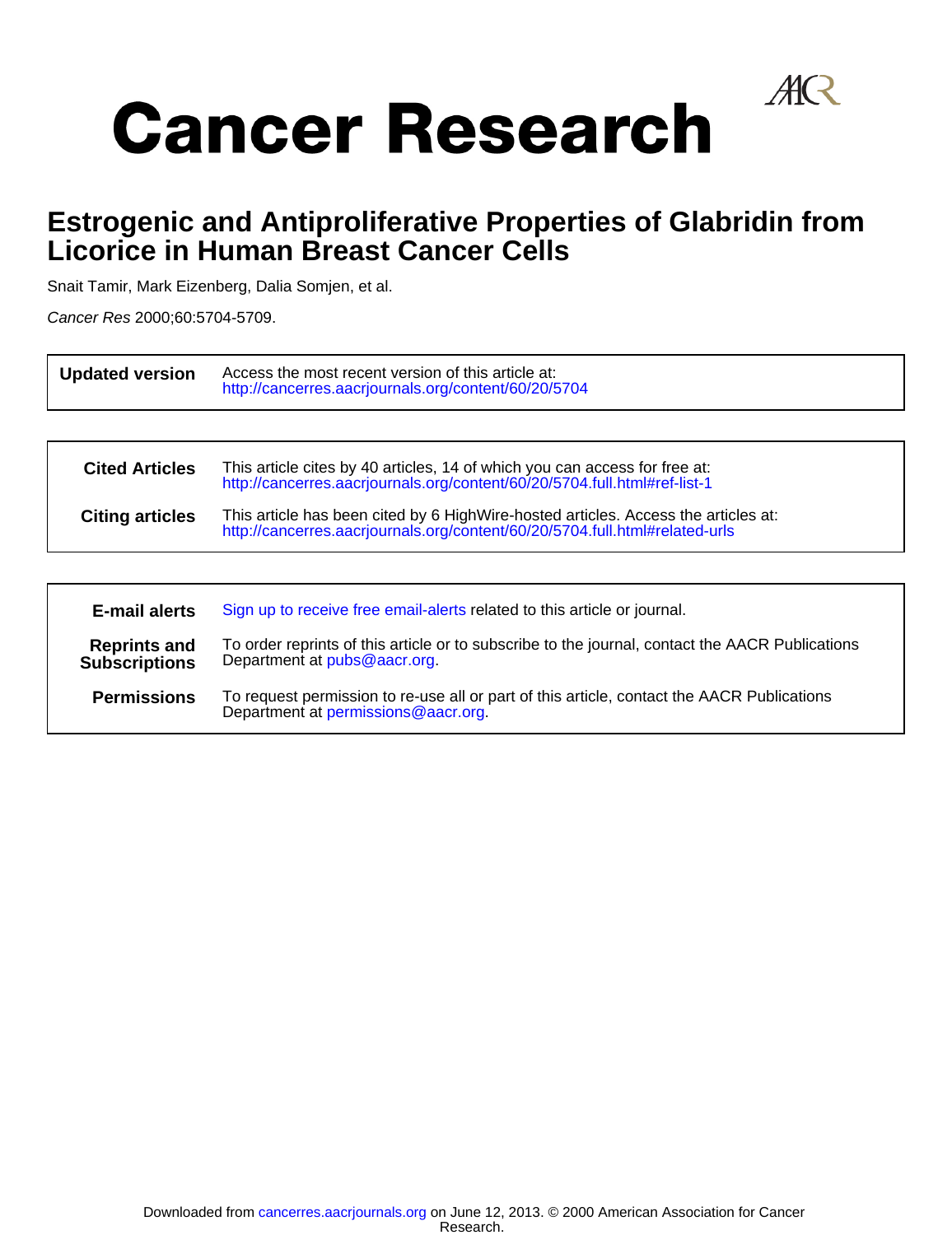# Cancer Research

## Estrogenic and Antiproliferative Properties of Glabridin from Licorice in Human Breast Cancer Cells

Snait Tamir, Mark Eizenberg, Dalia Somjen, et al.

*Cancer Res* 2000;60:5704-5709.

| | |
|---|---|
| **Updated version** | Access the most recent version of this article at: http://cancerres.aacrjournals.org/content/60/20/5704 |

| | |
|---|---|
| **Cited Articles** | This article cites by 40 articles, 14 of which you can access for free at: http://cancerres.aacrjournals.org/content/60/20/5704.full.html#ref-list-1 |
| **Citing articles** | This article has been cited by 6 HighWire-hosted articles. Access the articles at: http://cancerres.aacrjournals.org/content/60/20/5704.full.html#related-urls |

| | |
|---|---|
| **E-mail alerts** | Sign up to receive free email-alerts related to this article or journal. |
| **Reprints and Subscriptions** | To order reprints of this article or to subscribe to the journal, contact the AACR Publications Department at pubs@aacr.org. |
| **Permissions** | To request permission to re-use all or part of this article, contact the AACR Publications Department at permissions@aacr.org. |

Downloaded from cancerres.aacrjournals.org on June 12, 2013. © 2000 American Association for Cancer Research.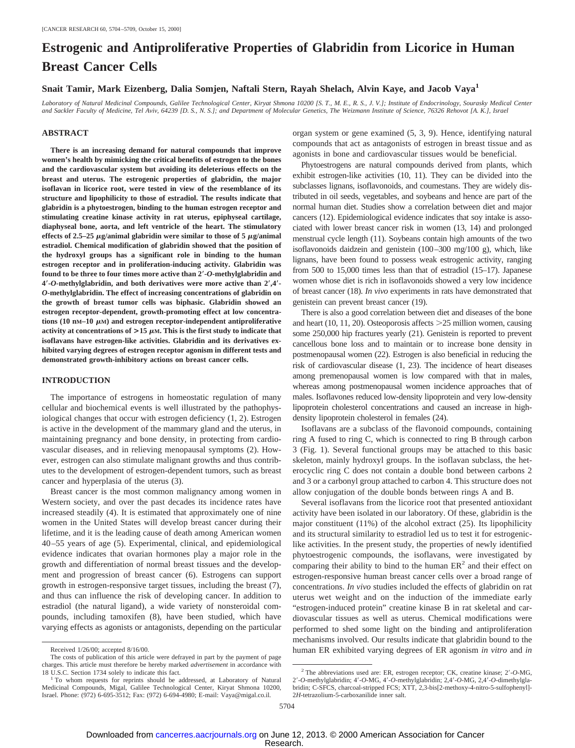# Estrogenic and Antiproliferative Properties of Glabridin from Licorice in Human Breast Cancer Cells

**Snait Tamir, Mark Eizenberg, Dalia Somjen, Naftali Stern, Rayah Shelach, Alvin Kaye, and Jacob Vaya[1]**

*Laboratory of Natural Medicinal Compounds, Galilee Technological Center, Kiryat Shmona 10200 [S. T., M. E., R. S., J. V.]; Institute of Endocrinology, Sourasky Medical Center and Sackler Faculty of Medicine, Tel Aviv, 64239 [D. S., N. S.]; and Department of Molecular Genetics, The Weizmann Institute of Science, 76326 Rehovot [A. K.], Israel*

## ABSTRACT

**There is an increasing demand for natural compounds that improve women's health by mimicking the critical benefits of estrogen to the bones and the cardiovascular system but avoiding its deleterious effects on the breast and uterus. The estrogenic properties of glabridin, the major isoflavan in licorice root, were tested in view of the resemblance of its structure and lipophilicity to those of estradiol. The results indicate that glabridin is a phytoestrogen, binding to the human estrogen receptor and stimulating creatine kinase activity in rat uterus, epiphyseal cartilage, diaphyseal bone, aorta, and left ventricle of the heart. The stimulatory effects of 2.5–25 μg/animal glabridin were similar to those of 5 μg/animal estradiol. Chemical modification of glabridin showed that the position of the hydroxyl groups has a significant role in binding to the human estrogen receptor and in proliferation-inducing activity. Glabridin was found to be three to four times more active than 2′-*O*-methylglabridin and 4′-*O*-methylglabridin, and both derivatives were more active than 2′,4′-*O*-methylglabridin. The effect of increasing concentrations of glabridin on the growth of breast tumor cells was biphasic. Glabridin showed an estrogen receptor-dependent, growth-promoting effect at low concentrations (10 nM–10 μM) and estrogen receptor-independent antiproliferative activity at concentrations of >15 μM. This is the first study to indicate that isoflavans have estrogen-like activities. Glabridin and its derivatives exhibited varying degrees of estrogen receptor agonism in different tests and demonstrated growth-inhibitory actions on breast cancer cells.**

## INTRODUCTION

The importance of estrogens in homeostatic regulation of many cellular and biochemical events is well illustrated by the pathophysiological changes that occur with estrogen deficiency (1, 2). Estrogen is active in the development of the mammary gland and the uterus, in maintaining pregnancy and bone density, in protecting from cardiovascular diseases, and in relieving menopausal symptoms (2). However, estrogen can also stimulate malignant growths and thus contributes to the development of estrogen-dependent tumors, such as breast cancer and hyperplasia of the uterus (3).

Breast cancer is the most common malignancy among women in Western society, and over the past decades its incidence rates have increased steadily (4). It is estimated that approximately one of nine women in the United States will develop breast cancer during their lifetime, and it is the leading cause of death among American women 40–55 years of age (5). Experimental, clinical, and epidemiological evidence indicates that ovarian hormones play a major role in the growth and differentiation of normal breast tissues and the development and progression of breast cancer (6). Estrogens can support growth in estrogen-responsive target tissues, including the breast (7), and thus can influence the risk of developing cancer. In addition to estradiol (the natural ligand), a wide variety of nonsteroidal compounds, including tamoxifen (8), have been studied, which have varying effects as agonists or antagonists, depending on the particular organ system or gene examined (5, 3, 9). Hence, identifying natural compounds that act as antagonists of estrogen in breast tissue and as agonists in bone and cardiovascular tissues would be beneficial.

Phytoestrogens are natural compounds derived from plants, which exhibit estrogen-like activities (10, 11). They can be divided into the subclasses lignans, isoflavonoids, and coumestans. They are widely distributed in oil seeds, vegetables, and soybeans and hence are part of the normal human diet. Studies show a correlation between diet and major cancers (12). Epidemiological evidence indicates that soy intake is associated with lower breast cancer risk in women (13, 14) and prolonged menstrual cycle length (11). Soybeans contain high amounts of the two isoflavonoids daidzein and genistein (100–300 mg/100 g), which, like lignans, have been found to possess weak estrogenic activity, ranging from 500 to 15,000 times less than that of estradiol (15–17). Japanese women whose diet is rich in isoflavonoids showed a very low incidence of breast cancer (18). *In vivo* experiments in rats have demonstrated that genistein can prevent breast cancer (19).

There is also a good correlation between diet and diseases of the bone and heart (10, 11, 20). Osteoporosis affects >25 million women, causing some 250,000 hip fractures yearly (21). Genistein is reported to prevent cancellous bone loss and to maintain or to increase bone density in postmenopausal women (22). Estrogen is also beneficial in reducing the risk of cardiovascular disease (1, 23). The incidence of heart diseases among premenopausal women is low compared with that in males, whereas among postmenopausal women incidence approaches that of males. Isoflavones reduced low-density lipoprotein and very low-density lipoprotein cholesterol concentrations and caused an increase in high-density lipoprotein cholesterol in females (24).

Isoflavans are a subclass of the flavonoid compounds, containing ring A fused to ring C, which is connected to ring B through carbon 3 (Fig. 1). Several functional groups may be attached to this basic skeleton, mainly hydroxyl groups. In the isoflavan subclass, the heterocyclic ring C does not contain a double bond between carbons 2 and 3 or a carbonyl group attached to carbon 4. This structure does not allow conjugation of the double bonds between rings A and B.

Several isoflavans from the licorice root that presented antioxidant activity have been isolated in our laboratory. Of these, glabridin is the major constituent (11%) of the alcohol extract (25). Its lipophilicity and its structural similarity to estradiol led us to test it for estrogenic-like activities. In the present study, the properties of newly identified phytoestrogenic compounds, the isoflavans, were investigated by comparing their ability to bind to the human ER[2] and their effect on estrogen-responsive human breast cancer cells over a broad range of concentrations. *In vivo* studies included the effects of glabridin on rat uterus wet weight and on the induction of the immediate early "estrogen-induced protein" creatine kinase B in rat skeletal and cardiovascular tissues as well as uterus. Chemical modifications were performed to shed some light on the binding and antiproliferation mechanisms involved. Our results indicate that glabridin bound to the human ER exhibited varying degrees of ER agonism *in vitro* and *in*

---

Received 1/26/00; accepted 8/16/00.

The costs of publication of this article were defrayed in part by the payment of page charges. This article must therefore be hereby marked *advertisement* in accordance with 18 U.S.C. Section 1734 solely to indicate this fact.

[1] To whom requests for reprints should be addressed, at Laboratory of Natural Medicinal Compounds, Migal, Galilee Technological Center, Kiryat Shmona 10200, Israel. Phone: (972) 6-695-3512; Fax: (972) 6-694-4980; E-mail: Vaya@migal.co.il.

[2] The abbreviations used are: ER, estrogen receptor; CK, creatine kinase; 2′-*O*-MG, 2′-*O*-methylglabridin; 4′-*O*-MG, 4′-*O*-methylglabridin; 2,4′-*O*-MG, 2,4′-*O*-dimethylglabridin; C-SFCS, charcoal-stripped FCS; XTT, 2,3-bis[2-methoxy-4-nitro-5-sulfophenyl]-2*H*-tetrazolium-5-carboxanilide inner salt.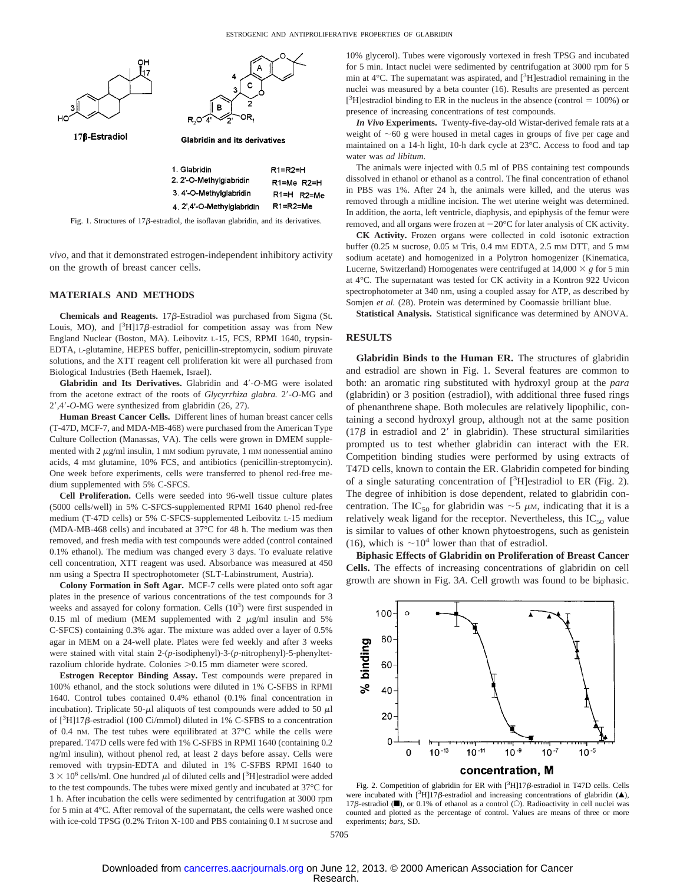Fig. 1. Structures of 17β-estradiol, the isoflavan glabridin, and its derivatives.

| | |
|---|---|
| 1. Glabridin | R1=R2=H |
| 2. 2′-O-Methylglabridin | R1=Me R2=H |
| 3. 4′-O-Methylglabridin | R1=H R2=Me |
| 4. 2′,4′-O-Methylglabridin | R1=R2=Me |

*vivo*, and that it demonstrated estrogen-independent inhibitory activity on the growth of breast cancer cells.

## MATERIALS AND METHODS

**Chemicals and Reagents.** 17β-Estradiol was purchased from Sigma (St. Louis, MO), and [$^3$H]17β-estradiol for competition assay was from New England Nuclear (Boston, MA). Leibovitz L-15, FCS, RPMI 1640, trypsin-EDTA, L-glutamine, HEPES buffer, penicillin-streptomycin, sodium piruvate solutions, and the XTT reagent cell proliferation kit were all purchased from Biological Industries (Beth Haemek, Israel).

**Glabridin and Its Derivatives.** Glabridin and 4′-*O*-MG were isolated from the acetone extract of the roots of *Glycyrrhiza glabra.* 2′-*O*-MG and 2′,4′-*O*-MG were synthesized from glabridin (26, 27).

**Human Breast Cancer Cells.** Different lines of human breast cancer cells (T-47D, MCF-7, and MDA-MB-468) were purchased from the American Type Culture Collection (Manassas, VA). The cells were grown in DMEM supplemented with 2 μg/ml insulin, 1 mM sodium pyruvate, 1 mM nonessential amino acids, 4 mM glutamine, 10% FCS, and antibiotics (penicillin-streptomycin). One week before experiments, cells were transferred to phenol red-free medium supplemented with 5% C-SFCS.

**Cell Proliferation.** Cells were seeded into 96-well tissue culture plates (5000 cells/well) in 5% C-SFCS-supplemented RPMI 1640 phenol red-free medium (T-47D cells) or 5% C-SFCS-supplemented Leibovitz L-15 medium (MDA-MB-468 cells) and incubated at 37°C for 48 h. The medium was then removed, and fresh media with test compounds were added (control contained 0.1% ethanol). The medium was changed every 3 days. To evaluate relative cell concentration, XTT reagent was used. Absorbance was measured at 450 nm using a Spectra II spectrophotometer (SLT-Labinstrument, Austria).

**Colony Formation in Soft Agar.** MCF-7 cells were plated onto soft agar plates in the presence of various concentrations of the test compounds for 3 weeks and assayed for colony formation. Cells ($10^3$) were first suspended in 0.15 ml of medium (MEM supplemented with 2 μg/ml insulin and 5% C-SFCS) containing 0.3% agar. The mixture was added over a layer of 0.5% agar in MEM on a 24-well plate. Plates were fed weekly and after 3 weeks were stained with vital stain 2-(*p*-isodiphenyl)-3-(*p*-nitrophenyl)-5-phenyltetrazolium chloride hydrate. Colonies >0.15 mm diameter were scored.

**Estrogen Receptor Binding Assay.** Test compounds were prepared in 100% ethanol, and the stock solutions were diluted in 1% C-SFBS in RPMI 1640. Control tubes contained 0.4% ethanol (0.1% final concentration in incubation). Triplicate 50-μl aliquots of test compounds were added to 50 μl of [$^3$H]17β-estradiol (100 Ci/mmol) diluted in 1% C-SFBS to a concentration of 0.4 nM. The test tubes were equilibrated at 37°C while the cells were prepared. T47D cells were fed with 1% C-SFBS in RPMI 1640 (containing 0.2 ng/ml insulin), without phenol red, at least 2 days before assay. Cells were removed with trypsin-EDTA and diluted in 1% C-SFBS RPMI 1640 to $3 \times 10^6$ cells/ml. One hundred μl of diluted cells and [$^3$H]estradiol were added to the test compounds. The tubes were mixed gently and incubated at 37°C for 1 h. After incubation the cells were sedimented by centrifugation at 3000 rpm for 5 min at 4°C. After removal of the supernatant, the cells were washed once with ice-cold TPSG (0.2% Triton X-100 and PBS containing 0.1 M sucrose and 10% glycerol). Tubes were vigorously vortexed in fresh TPSG and incubated for 5 min. Intact nuclei were sedimented by centrifugation at 3000 rpm for 5 min at 4°C. The supernatant was aspirated, and [$^3$H]estradiol remaining in the nuclei was measured by a beta counter (16). Results are presented as percent [$^3$H]estradiol binding to ER in the nucleus in the absence (control = 100%) or presence of increasing concentrations of test compounds.

***In Vivo* Experiments.** Twenty-five-day-old Wistar-derived female rats at a weight of ~60 g were housed in metal cages in groups of five per cage and maintained on a 14-h light, 10-h dark cycle at 23°C. Access to food and tap water was *ad libitum*.

The animals were injected with 0.5 ml of PBS containing test compounds dissolved in ethanol or ethanol as a control. The final concentration of ethanol in PBS was 1%. After 24 h, the animals were killed, and the uterus was removed through a midline incision. The wet uterine weight was determined. In addition, the aorta, left ventricle, diaphysis, and epiphysis of the femur were removed, and all organs were frozen at −20°C for later analysis of CK activity.

**CK Activity.** Frozen organs were collected in cold isotonic extraction buffer (0.25 M sucrose, 0.05 M Tris, 0.4 mM EDTA, 2.5 mM DTT, and 5 mM sodium acetate) and homogenized in a Polytron homogenizer (Kinematica, Lucerne, Switzerland) Homogenates were centrifuged at 14,000 × *g* for 5 min at 4°C. The supernatant was tested for CK activity in a Kontron 922 Uvicon spectrophotometer at 340 nm, using a coupled assay for ATP, as described by Somjen *et al.* (28). Protein was determined by Coomassie brilliant blue.

**Statistical Analysis.** Statistical significance was determined by ANOVA.

## RESULTS

**Glabridin Binds to the Human ER.** The structures of glabridin and estradiol are shown in Fig. 1. Several features are common to both: an aromatic ring substituted with hydroxyl group at the *para* (glabridin) or 3 position (estradiol), with additional three fused rings of phenanthrene shape. Both molecules are relatively lipophilic, containing a second hydroxyl group, although not at the same position (17β in estradiol and 2′ in glabridin). These structural similarities prompted us to test whether glabridin can interact with the ER. Competition binding studies were performed by using extracts of T47D cells, known to contain the ER. Glabridin competed for binding of a single saturating concentration of [$^3$H]estradiol to ER (Fig. 2). The degree of inhibition is dose dependent, related to glabridin concentration. The $IC_{50}$ for glabridin was ~5 μM, indicating that it is a relatively weak ligand for the receptor. Nevertheless, this $IC_{50}$ value is similar to values of other known phytoestrogens, such as genistein (16), which is ~$10^4$ lower than that of estradiol.

**Biphasic Effects of Glabridin on Proliferation of Breast Cancer Cells.** The effects of increasing concentrations of glabridin on cell growth are shown in Fig. 3*A*. Cell growth was found to be biphasic.

Fig. 2. Competition of glabridin for ER with [$^3$H]17β-estradiol in T47D cells. Cells were incubated with [$^3$H]17β-estradiol and increasing concentrations of glabridin (▲), 17β-estradiol (■), or 0.1% of ethanol as a control (○). Radioactivity in cell nuclei was counted and plotted as the percentage of control. Values are means of three or more experiments; *bars*, SD.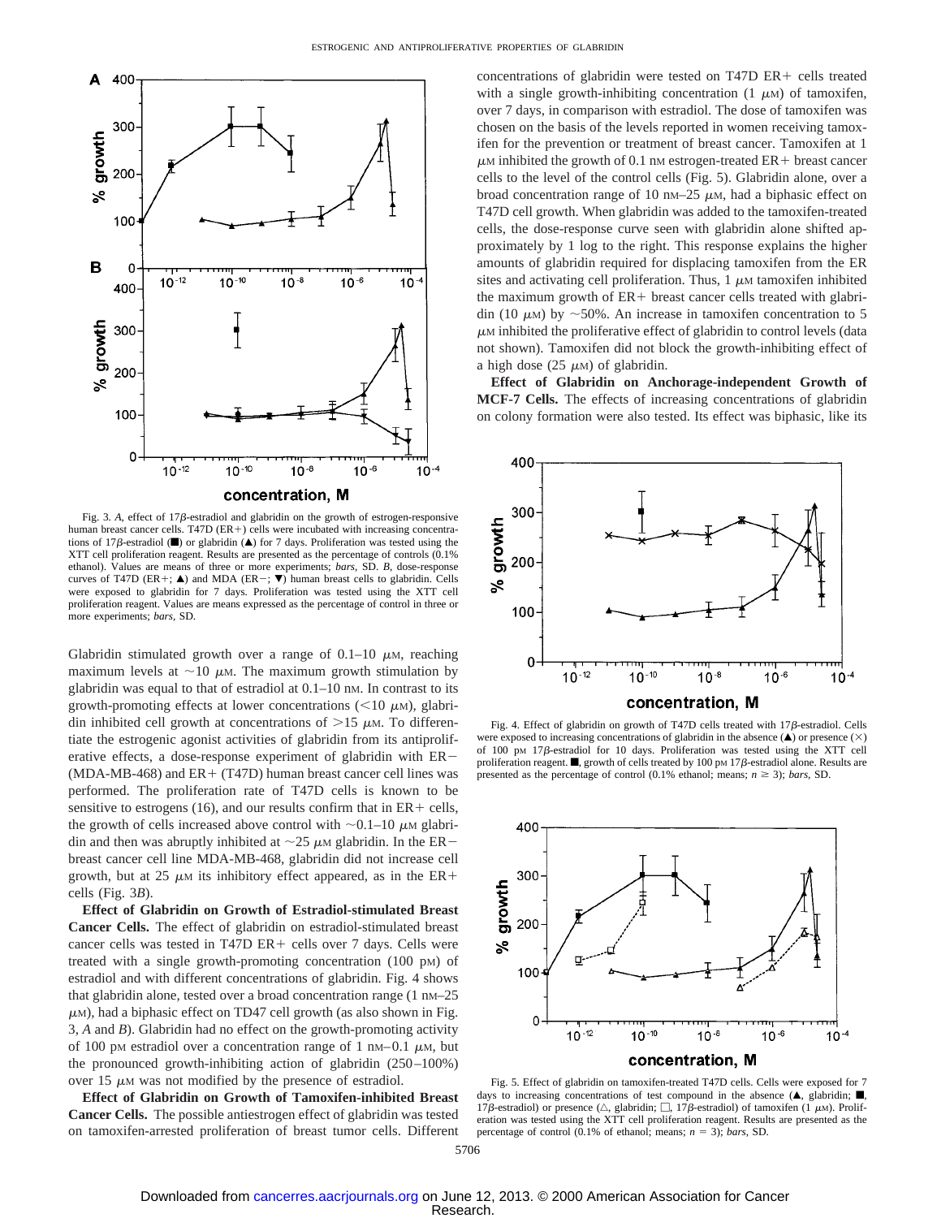Fig. 3. *A*, effect of 17β-estradiol and glabridin on the growth of estrogen-responsive human breast cancer cells. T47D (ER+) cells were incubated with increasing concentrations of 17β-estradiol (■) or glabridin (▲) for 7 days. Proliferation was tested using the XTT cell proliferation reagent. Results are presented as the percentage of controls (0.1% ethanol). Values are means of three or more experiments; *bars*, SD. *B*, dose-response curves of T47D (ER+; ▲) and MDA (ER−; ▼) human breast cells to glabridin. Cells were exposed to glabridin for 7 days. Proliferation was tested using the XTT cell proliferation reagent. Values are means expressed as the percentage of control in three or more experiments; *bars*, SD.

Glabridin stimulated growth over a range of 0.1–10 μM, reaching maximum levels at ~10 μM. The maximum growth stimulation by glabridin was equal to that of estradiol at 0.1–10 nM. In contrast to its growth-promoting effects at lower concentrations (<10 μM), glabridin inhibited cell growth at concentrations of >15 μM. To differentiate the estrogenic agonist activities of glabridin from its antiproliferative effects, a dose-response experiment of glabridin with ER− (MDA-MB-468) and ER+ (T47D) human breast cancer cell lines was performed. The proliferation rate of T47D cells is known to be sensitive to estrogens (16), and our results confirm that in ER+ cells, the growth of cells increased above control with ~0.1–10 μM glabridin and then was abruptly inhibited at ~25 μM glabridin. In the ER− breast cancer cell line MDA-MB-468, glabridin did not increase cell growth, but at 25 μM its inhibitory effect appeared, as in the ER+ cells (Fig. 3*B*).

**Effect of Glabridin on Growth of Estradiol-stimulated Breast Cancer Cells.** The effect of glabridin on estradiol-stimulated breast cancer cells was tested in T47D ER+ cells over 7 days. Cells were treated with a single growth-promoting concentration (100 pM) of estradiol and with different concentrations of glabridin. Fig. 4 shows that glabridin alone, tested over a broad concentration range (1 nM–25 μM), had a biphasic effect on TD47 cell growth (as also shown in Fig. 3, *A* and *B*). Glabridin had no effect on the growth-promoting activity of 100 pM estradiol over a concentration range of 1 nM–0.1 μM, but the pronounced growth-inhibiting action of glabridin (250–100%) over 15 μM was not modified by the presence of estradiol.

**Effect of Glabridin on Growth of Tamoxifen-inhibited Breast Cancer Cells.** The possible antiestrogen effect of glabridin was tested on tamoxifen-arrested proliferation of breast tumor cells. Different concentrations of glabridin were tested on T47D ER+ cells treated with a single growth-inhibiting concentration (1 μM) of tamoxifen, over 7 days, in comparison with estradiol. The dose of tamoxifen was chosen on the basis of the levels reported in women receiving tamoxifen for the prevention or treatment of breast cancer. Tamoxifen at 1 μM inhibited the growth of 0.1 nM estrogen-treated ER+ breast cancer cells to the level of the control cells (Fig. 5). Glabridin alone, over a broad concentration range of 10 nM–25 μM, had a biphasic effect on T47D cell growth. When glabridin was added to the tamoxifen-treated cells, the dose-response curve seen with glabridin alone shifted approximately by 1 log to the right. This response explains the higher amounts of glabridin required for displacing tamoxifen from the ER sites and activating cell proliferation. Thus, 1 μM tamoxifen inhibited the maximum growth of ER+ breast cancer cells treated with glabridin (10 μM) by ~50%. An increase in tamoxifen concentration to 5 μM inhibited the proliferative effect of glabridin to control levels (data not shown). Tamoxifen did not block the growth-inhibiting effect of a high dose (25 μM) of glabridin.

**Effect of Glabridin on Anchorage-independent Growth of MCF-7 Cells.** The effects of increasing concentrations of glabridin on colony formation were also tested. Its effect was biphasic, like its

Fig. 4. Effect of glabridin on growth of T47D cells treated with 17β-estradiol. Cells were exposed to increasing concentrations of glabridin in the absence (▲) or presence (×) of 100 pM 17β-estradiol for 10 days. Proliferation was tested using the XTT cell proliferation reagent. ■, growth of cells treated by 100 pM 17β-estradiol alone. Results are presented as the percentage of control (0.1% ethanol; means; $n \geq 3$); *bars*, SD.

Fig. 5. Effect of glabridin on tamoxifen-treated T47D cells. Cells were exposed for 7 days to increasing concentrations of test compound in the absence (▲, glabridin; ■, 17β-estradiol) or presence (△, glabridin; □, 17β-estradiol) of tamoxifen (1 μM). Proliferation was tested using the XTT cell proliferation reagent. Results are presented as the percentage of control (0.1% of ethanol; means; $n = 3$); *bars*, SD.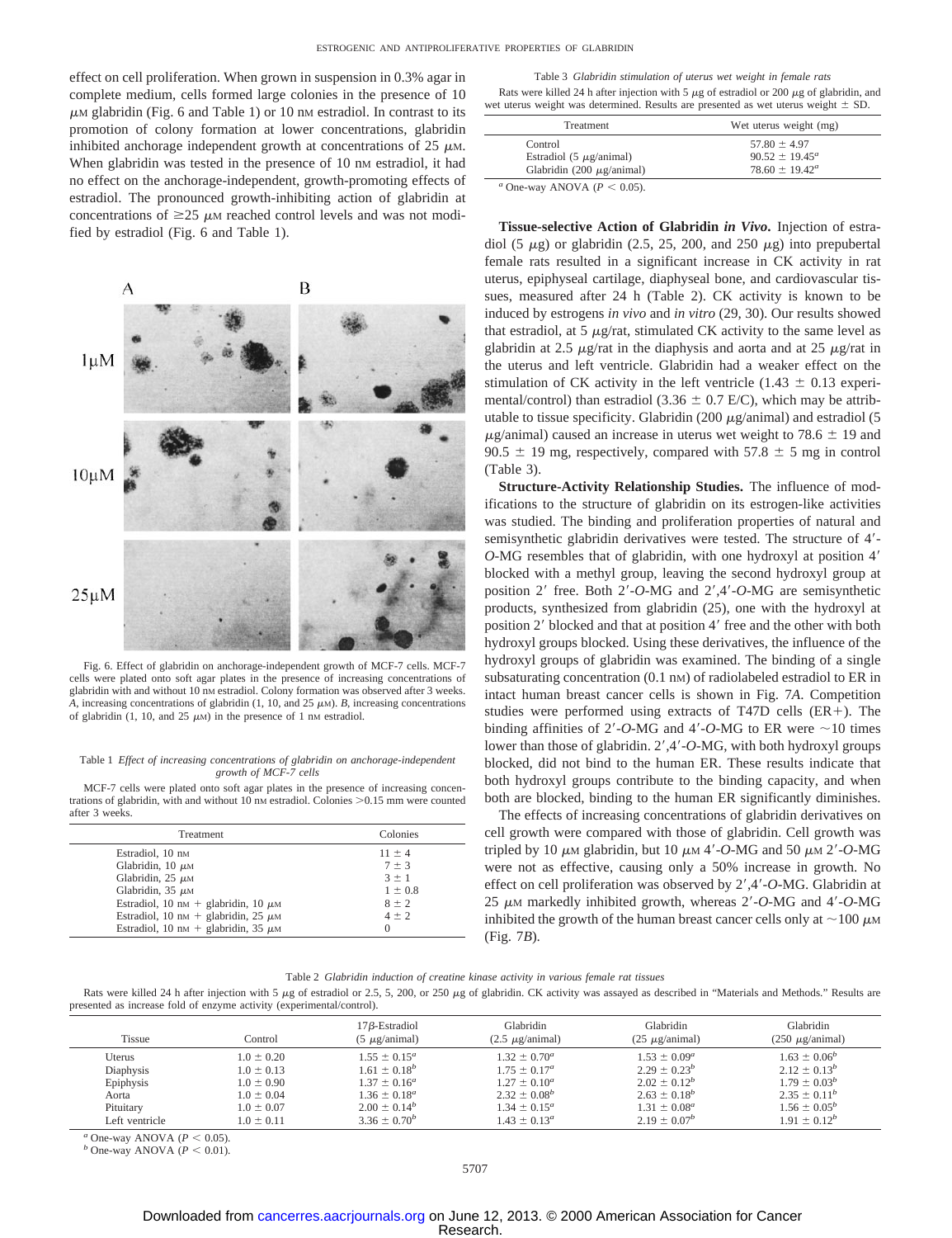effect on cell proliferation. When grown in suspension in 0.3% agar in complete medium, cells formed large colonies in the presence of 10 μM glabridin (Fig. 6 and Table 1) or 10 nM estradiol. In contrast to its promotion of colony formation at lower concentrations, glabridin inhibited anchorage independent growth at concentrations of 25 μM. When glabridin was tested in the presence of 10 nM estradiol, it had no effect on the anchorage-independent, growth-promoting effects of estradiol. The pronounced growth-inhibiting action of glabridin at concentrations of ≥25 μM reached control levels and was not modified by estradiol (Fig. 6 and Table 1).

Fig. 6. Effect of glabridin on anchorage-independent growth of MCF-7 cells. MCF-7 cells were plated onto soft agar plates in the presence of increasing concentrations of glabridin with and without 10 nM estradiol. Colony formation was observed after 3 weeks. *A*, increasing concentrations of glabridin (1, 10, and 25 μM). *B*, increasing concentrations of glabridin (1, 10, and 25 μM) in the presence of 1 nM estradiol.

Table 1 *Effect of increasing concentrations of glabridin on anchorage-independent growth of MCF-7 cells*

MCF-7 cells were plated onto soft agar plates in the presence of increasing concentrations of glabridin, with and without 10 nM estradiol. Colonies >0.15 mm were counted after 3 weeks.

| Treatment | Colonies |
|---|---|
| Estradiol, 10 nM | 11 ± 4 |
| Glabridin, 10 μM | 7 ± 3 |
| Glabridin, 25 μM | 3 ± 1 |
| Glabridin, 35 μM | 1 ± 0.8 |
| Estradiol, 10 nM + glabridin, 10 μM | 8 ± 2 |
| Estradiol, 10 nM + glabridin, 25 μM | 4 ± 2 |
| Estradiol, 10 nM + glabridin, 35 μM | 0 |

Table 3 *Glabridin stimulation of uterus wet weight in female rats*

Rats were killed 24 h after injection with 5 μg of estradiol or 200 μg of glabridin, and wet uterus weight was determined. Results are presented as wet uterus weight ± SD.

| Treatment | Wet uterus weight (mg) |
|---|---|
| Control | 57.80 ± 4.97 |
| Estradiol (5 μg/animal) | 90.52 ± 19.45[a] |
| Glabridin (200 μg/animal) | 78.60 ± 19.42[a] |

[a] One-way ANOVA ($P < 0.05$).

**Tissue-selective Action of Glabridin *in Vivo*.** Injection of estradiol (5 μg) or glabridin (2.5, 25, 200, and 250 μg) into prepubertal female rats resulted in a significant increase in CK activity in rat uterus, epiphyseal cartilage, diaphyseal bone, and cardiovascular tissues, measured after 24 h (Table 2). CK activity is known to be induced by estrogens *in vivo* and *in vitro* (29, 30). Our results showed that estradiol, at 5 μg/rat, stimulated CK activity to the same level as glabridin at 2.5 μg/rat in the diaphysis and aorta and at 25 μg/rat in the uterus and left ventricle. Glabridin had a weaker effect on the stimulation of CK activity in the left ventricle (1.43 ± 0.13 experimental/control) than estradiol (3.36 ± 0.7 E/C), which may be attributable to tissue specificity. Glabridin (200 μg/animal) and estradiol (5 μg/animal) caused an increase in uterus wet weight to 78.6 ± 19 and 90.5 ± 19 mg, respectively, compared with 57.8 ± 5 mg in control (Table 3).

**Structure-Activity Relationship Studies.** The influence of modifications to the structure of glabridin on its estrogen-like activities was studied. The binding and proliferation properties of natural and semisynthetic glabridin derivatives were tested. The structure of 4′-*O*-MG resembles that of glabridin, with one hydroxyl at position 4′ blocked with a methyl group, leaving the second hydroxyl group at position 2′ free. Both 2′-*O*-MG and 2′,4′-*O*-MG are semisynthetic products, synthesized from glabridin (25), one with the hydroxyl at position 2′ blocked and that at position 4′ free and the other with both hydroxyl groups blocked. Using these derivatives, the influence of the hydroxyl groups of glabridin was examined. The binding of a single subsaturating concentration (0.1 nM) of radiolabeled estradiol to ER in intact human breast cancer cells is shown in Fig. 7*A*. Competition studies were performed using extracts of T47D cells (ER+). The binding affinities of 2′-*O*-MG and 4′-*O*-MG to ER were ~10 times lower than those of glabridin. 2′,4′-*O*-MG, with both hydroxyl groups blocked, did not bind to the human ER. These results indicate that both hydroxyl groups contribute to the binding capacity, and when both are blocked, binding to the human ER significantly diminishes.

The effects of increasing concentrations of glabridin derivatives on cell growth were compared with those of glabridin. Cell growth was tripled by 10 μM glabridin, but 10 μM 4′-*O*-MG and 50 μM 2′-*O*-MG were not as effective, causing only a 50% increase in growth. No effect on cell proliferation was observed by 2′,4′-*O*-MG. Glabridin at 25 μM markedly inhibited growth, whereas 2′-*O*-MG and 4′-*O*-MG inhibited the growth of the human breast cancer cells only at ~100 μM (Fig. 7*B*).

Table 2 *Glabridin induction of creatine kinase activity in various female rat tissues*

Rats were killed 24 h after injection with 5 μg of estradiol or 2.5, 5, 200, or 250 μg of glabridin. CK activity was assayed as described in "Materials and Methods." Results are presented as increase fold of enzyme activity (experimental/control).

| Tissue | Control | 17β-Estradiol (5 μg/animal) | Glabridin (2.5 μg/animal) | Glabridin (25 μg/animal) | Glabridin (250 μg/animal) |
|---|---|---|---|---|---|
| Uterus | 1.0 ± 0.20 | 1.55 ± 0.15[a] | 1.32 ± 0.70[a] | 1.53 ± 0.09[a] | 1.63 ± 0.06[b] |
| Diaphysis | 1.0 ± 0.13 | 1.61 ± 0.18[b] | 1.75 ± 0.17[a] | 2.29 ± 0.23[b] | 2.12 ± 0.13[b] |
| Epiphysis | 1.0 ± 0.90 | 1.37 ± 0.16[a] | 1.27 ± 0.10[a] | 2.02 ± 0.12[b] | 1.79 ± 0.03[b] |
| Aorta | 1.0 ± 0.04 | 1.36 ± 0.18[a] | 2.32 ± 0.08[b] | 2.63 ± 0.18[b] | 2.35 ± 0.11[b] |
| Pituitary | 1.0 ± 0.07 | 2.00 ± 0.14[b] | 1.34 ± 0.15[a] | 1.31 ± 0.08[a] | 1.56 ± 0.05[b] |
| Left ventricle | 1.0 ± 0.11 | 3.36 ± 0.70[b] | 1.43 ± 0.13[a] | 2.19 ± 0.07[b] | 1.91 ± 0.12[b] |

[a] One-way ANOVA ($P < 0.05$).
[b] One-way ANOVA ($P < 0.01$).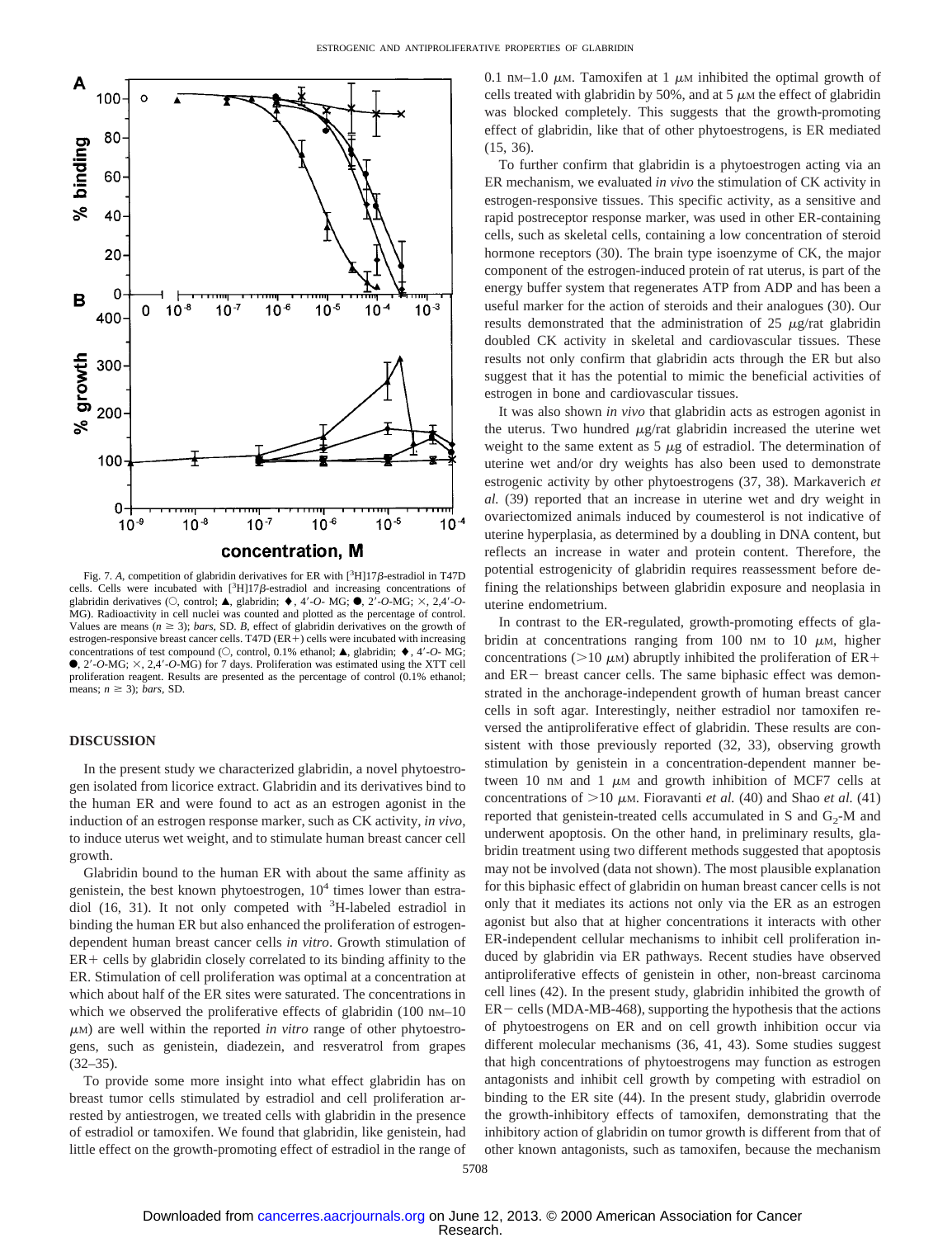Fig. 7. *A*, competition of glabridin derivatives for ER with [$^{3}$H]17β-estradiol in T47D cells. Cells were incubated with [$^{3}$H]17β-estradiol and increasing concentrations of glabridin derivatives (○, control; ▲, glabridin; ♦, 4′-*O*- MG; ●, 2′-*O*-MG; ×, 2,4′-*O*-MG). Radioactivity in cell nuclei was counted and plotted as the percentage of control. Values are means ($n \geq 3$); *bars*, SD. *B*, effect of glabridin derivatives on the growth of estrogen-responsive breast cancer cells. T47D (ER+) cells were incubated with increasing concentrations of test compound (○, control, 0.1% ethanol; ▲, glabridin; ♦, 4′-*O*- MG; ●, 2′-*O*-MG; ×, 2,4′-*O*-MG) for 7 days. Proliferation was estimated using the XTT cell proliferation reagent. Results are presented as the percentage of control (0.1% ethanol; means; $n \geq 3$); *bars*, SD.

## DISCUSSION

In the present study we characterized glabridin, a novel phytoestrogen isolated from licorice extract. Glabridin and its derivatives bind to the human ER and were found to act as an estrogen agonist in the induction of an estrogen response marker, such as CK activity, *in vivo*, to induce uterus wet weight, and to stimulate human breast cancer cell growth.

Glabridin bound to the human ER with about the same affinity as genistein, the best known phytoestrogen, $10^4$ times lower than estradiol (16, 31). It not only competed with $^{3}$H-labeled estradiol in binding the human ER but also enhanced the proliferation of estrogen-dependent human breast cancer cells *in vitro*. Growth stimulation of ER+ cells by glabridin closely correlated to its binding affinity to the ER. Stimulation of cell proliferation was optimal at a concentration at which about half of the ER sites were saturated. The concentrations in which we observed the proliferative effects of glabridin (100 nM–10 μM) are well within the reported *in vitro* range of other phytoestrogens, such as genistein, diadezein, and resveratrol from grapes (32–35).

To provide some more insight into what effect glabridin has on breast tumor cells stimulated by estradiol and cell proliferation arrested by antiestrogen, we treated cells with glabridin in the presence of estradiol or tamoxifen. We found that glabridin, like genistein, had little effect on the growth-promoting effect of estradiol in the range of 0.1 nM–1.0 μM. Tamoxifen at 1 μM inhibited the optimal growth of cells treated with glabridin by 50%, and at 5 μM the effect of glabridin was blocked completely. This suggests that the growth-promoting effect of glabridin, like that of other phytoestrogens, is ER mediated (15, 36).

To further confirm that glabridin is a phytoestrogen acting via an ER mechanism, we evaluated *in vivo* the stimulation of CK activity in estrogen-responsive tissues. This specific activity, as a sensitive and rapid postreceptor response marker, was used in other ER-containing cells, such as skeletal cells, containing a low concentration of steroid hormone receptors (30). The brain type isoenzyme of CK, the major component of the estrogen-induced protein of rat uterus, is part of the energy buffer system that regenerates ATP from ADP and has been a useful marker for the action of steroids and their analogues (30). Our results demonstrated that the administration of 25 μg/rat glabridin doubled CK activity in skeletal and cardiovascular tissues. These results not only confirm that glabridin acts through the ER but also suggest that it has the potential to mimic the beneficial activities of estrogen in bone and cardiovascular tissues.

It was also shown *in vivo* that glabridin acts as estrogen agonist in the uterus. Two hundred μg/rat glabridin increased the uterine wet weight to the same extent as 5 μg of estradiol. The determination of uterine wet and/or dry weights has also been used to demonstrate estrogenic activity by other phytoestrogens (37, 38). Markaverich *et al.* (39) reported that an increase in uterine wet and dry weight in ovariectomized animals induced by coumesterol is not indicative of uterine hyperplasia, as determined by a doubling in DNA content, but reflects an increase in water and protein content. Therefore, the potential estrogenicity of glabridin requires reassessment before defining the relationships between glabridin exposure and neoplasia in uterine endometrium.

In contrast to the ER-regulated, growth-promoting effects of glabridin at concentrations ranging from 100 nM to 10 μM, higher concentrations (>10 μM) abruptly inhibited the proliferation of ER+ and ER− breast cancer cells. The same biphasic effect was demonstrated in the anchorage-independent growth of human breast cancer cells in soft agar. Interestingly, neither estradiol nor tamoxifen reversed the antiproliferative effect of glabridin. These results are consistent with those previously reported (32, 33), observing growth stimulation by genistein in a concentration-dependent manner between 10 nM and 1 μM and growth inhibition of MCF7 cells at concentrations of >10 μM. Fioravanti *et al.* (40) and Shao *et al.* (41) reported that genistein-treated cells accumulated in S and $G_2$-M and underwent apoptosis. On the other hand, in preliminary results, glabridin treatment using two different methods suggested that apoptosis may not be involved (data not shown). The most plausible explanation for this biphasic effect of glabridin on human breast cancer cells is not only that it mediates its actions not only via the ER as an estrogen agonist but also that at higher concentrations it interacts with other ER-independent cellular mechanisms to inhibit cell proliferation induced by glabridin via ER pathways. Recent studies have observed antiproliferative effects of genistein in other, non-breast carcinoma cell lines (42). In the present study, glabridin inhibited the growth of ER− cells (MDA-MB-468), supporting the hypothesis that the actions of phytoestrogens on ER and on cell growth inhibition occur via different molecular mechanisms (36, 41, 43). Some studies suggest that high concentrations of phytoestrogens may function as estrogen antagonists and inhibit cell growth by competing with estradiol on binding to the ER site (44). In the present study, glabridin overrode the growth-inhibitory effects of tamoxifen, demonstrating that the inhibitory action of glabridin on tumor growth is different from that of other known antagonists, such as tamoxifen, because the mechanism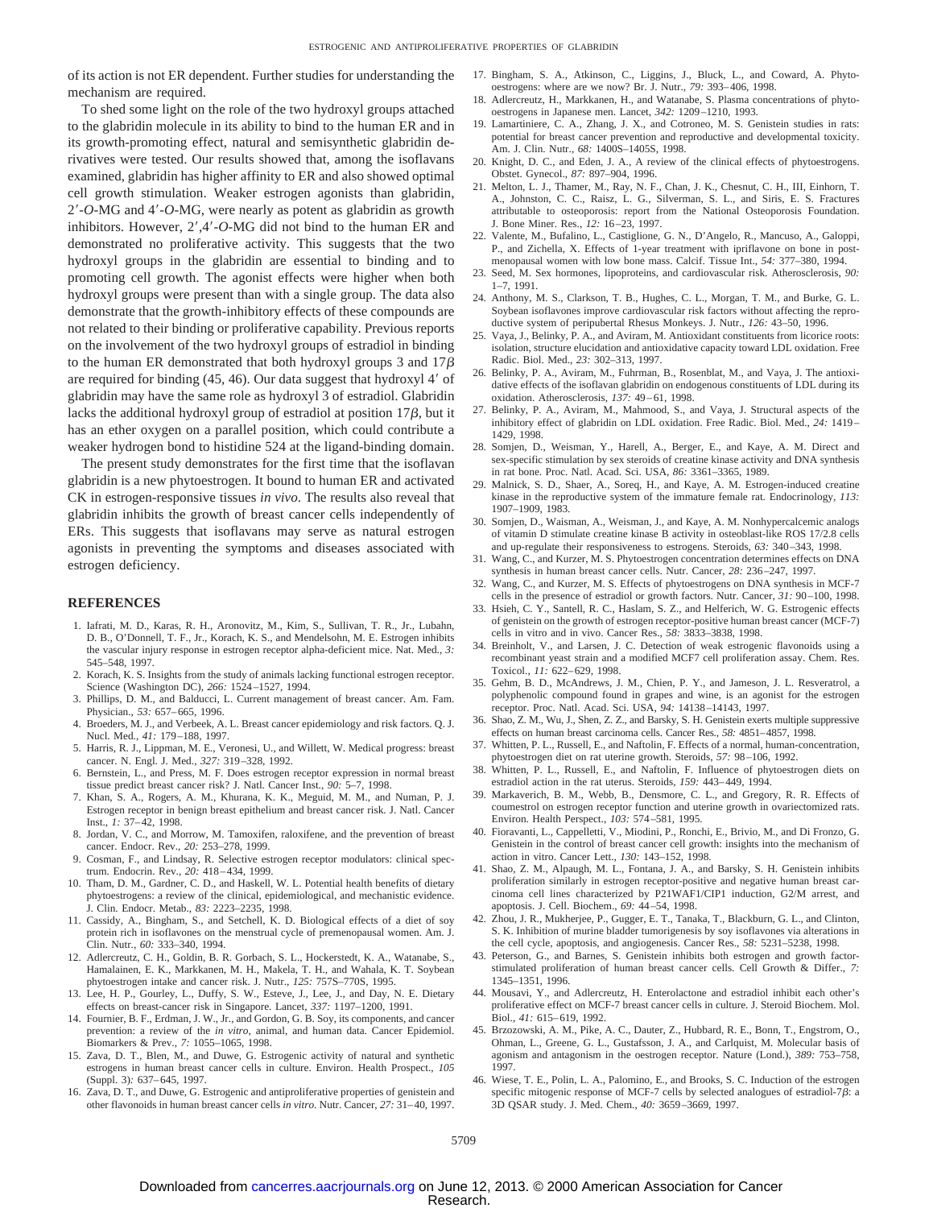of its action is not ER dependent. Further studies for understanding the mechanism are required.

To shed some light on the role of the two hydroxyl groups attached to the glabridin molecule in its ability to bind to the human ER and in its growth-promoting effect, natural and semisynthetic glabridin derivatives were tested. Our results showed that, among the isoflavans examined, glabridin has higher affinity to ER and also showed optimal cell growth stimulation. Weaker estrogen agonists than glabridin, 2′-*O*-MG and 4′-*O*-MG, were nearly as potent as glabridin as growth inhibitors. However, 2′,4′-*O*-MG did not bind to the human ER and demonstrated no proliferative activity. This suggests that the two hydroxyl groups in the glabridin are essential to binding and to promoting cell growth. The agonist effects were higher when both hydroxyl groups were present than with a single group. The data also demonstrate that the growth-inhibitory effects of these compounds are not related to their binding or proliferative capability. Previous reports on the involvement of the two hydroxyl groups of estradiol in binding to the human ER demonstrated that both hydroxyl groups 3 and 17$\beta$ are required for binding (45, 46). Our data suggest that hydroxyl 4′ of glabridin may have the same role as hydroxyl 3 of estradiol. Glabridin lacks the additional hydroxyl group of estradiol at position 17$\beta$, but it has an ether oxygen on a parallel position, which could contribute a weaker hydrogen bond to histidine 524 at the ligand-binding domain.

The present study demonstrates for the first time that the isoflavan glabridin is a new phytoestrogen. It bound to human ER and activated CK in estrogen-responsive tissues *in vivo*. The results also reveal that glabridin inhibits the growth of breast cancer cells independently of ERs. This suggests that isoflavans may serve as natural estrogen agonists in preventing the symptoms and diseases associated with estrogen deficiency.

## REFERENCES

1. Iafrati, M. D., Karas, R. H., Aronovitz, M., Kim, S., Sullivan, T. R., Jr., Lubahn, D. B., O'Donnell, T. F., Jr., Korach, K. S., and Mendelsohn, M. E. Estrogen inhibits the vascular injury response in estrogen receptor alpha-deficient mice. Nat. Med., *3:* 545–548, 1997.
2. Korach, K. S. Insights from the study of animals lacking functional estrogen receptor. Science (Washington DC), *266:* 1524–1527, 1994.
3. Phillips, D. M., and Balducci, L. Current management of breast cancer. Am. Fam. Physician., *53:* 657–665, 1996.
4. Broeders, M. J., and Verbeek, A. L. Breast cancer epidemiology and risk factors. Q. J. Nucl. Med., *41:* 179–188, 1997.
5. Harris, R. J., Lippman, M. E., Veronesi, U., and Willett, W. Medical progress: breast cancer. N. Engl. J. Med., *327:* 319–328, 1992.
6. Bernstein, L., and Press, M. F. Does estrogen receptor expression in normal breast tissue predict breast cancer risk? J. Natl. Cancer Inst., *90:* 5–7, 1998.
7. Khan, S. A., Rogers, A. M., Khurana, K. K., Meguid, M. M., and Numan, P. J. Estrogen receptor in benign breast epithelium and breast cancer risk. J. Natl. Cancer Inst., *1:* 37–42, 1998.
8. Jordan, V. C., and Morrow, M. Tamoxifen, raloxifene, and the prevention of breast cancer. Endocr. Rev., *20:* 253–278, 1999.
9. Cosman, F., and Lindsay, R. Selective estrogen receptor modulators: clinical spectrum. Endocrin. Rev., *20:* 418–434, 1999.
10. Tham, D. M., Gardner, C. D., and Haskell, W. L. Potential health benefits of dietary phytoestrogens: a review of the clinical, epidemiological, and mechanistic evidence. J. Clin. Endocr. Metab., *83:* 2223–2235, 1998.
11. Cassidy, A., Bingham, S., and Setchell, K. D. Biological effects of a diet of soy protein rich in isoflavones on the menstrual cycle of premenopausal women. Am. J. Clin. Nutr., *60:* 333–340, 1994.
12. Adlercreutz, C. H., Goldin, B. R. Gorbach, S. L., Hockerstedt, K. A., Watanabe, S., Hamalainen, E. K., Markkanen, M. H., Makela, T. H., and Wahala, K. T. Soybean phytoestrogen intake and cancer risk. J. Nutr., *125:* 757S–770S, 1995.
13. Lee, H. P., Gourley, L., Duffy, S. W., Esteve, J., Lee, J., and Day, N. E. Dietary effects on breast-cancer risk in Singapore. Lancet, *337:* 1197–1200, 1991.
14. Fournier, B. F., Erdman, J. W., Jr., and Gordon, G. B. Soy, its components, and cancer prevention: a review of the *in vitro*, animal, and human data. Cancer Epidemiol. Biomarkers & Prev., *7:* 1055–1065, 1998.
15. Zava, D. T., Blen, M., and Duwe, G. Estrogenic activity of natural and synthetic estrogens in human breast cancer cells in culture. Environ. Health Prospect., *105* (Suppl. 3)*:* 637–645, 1997.
16. Zava, D. T., and Duwe, G. Estrogenic and antiproliferative properties of genistein and other flavonoids in human breast cancer cells *in vitro*. Nutr. Cancer, *27:* 31–40, 1997.
17. Bingham, S. A., Atkinson, C., Liggins, J., Bluck, L., and Coward, A. Phytooestrogens: where are we now? Br. J. Nutr., *79:* 393–406, 1998.
18. Adlercreutz, H., Markkanen, H., and Watanabe, S. Plasma concentrations of phytooestrogens in Japanese men. Lancet, *342:* 1209–1210, 1993.
19. Lamartiniere, C. A., Zhang, J. X., and Cotroneo, M. S. Genistein studies in rats: potential for breast cancer prevention and reproductive and developmental toxicity. Am. J. Clin. Nutr., *68:* 1400S–1405S, 1998.
20. Knight, D. C., and Eden, J. A., A review of the clinical effects of phytoestrogens. Obstet. Gynecol., *87:* 897–904, 1996.
21. Melton, L. J., Thamer, M., Ray, N. F., Chan, J. K., Chesnut, C. H., III, Einhorn, T. A., Johnston, C. C., Raisz, L. G., Silverman, S. L., and Siris, E. S. Fractures attributable to osteoporosis: report from the National Osteoporosis Foundation. J. Bone Miner. Res., *12:* 16–23, 1997.
22. Valente, M., Bufalino, L., Castiglione, G. N., D'Angelo, R., Mancuso, A., Galoppi, P., and Zichella, X. Effects of 1-year treatment with ipriflavone on bone in postmenopausal women with low bone mass. Calcif. Tissue Int., *54:* 377–380, 1994.
23. Seed, M. Sex hormones, lipoproteins, and cardiovascular risk. Atherosclerosis, *90:* 1–7, 1991.
24. Anthony, M. S., Clarkson, T. B., Hughes, C. L., Morgan, T. M., and Burke, G. L. Soybean isoflavones improve cardiovascular risk factors without affecting the reproductive system of peripubertal Rhesus Monkeys. J. Nutr., *126:* 43–50, 1996.
25. Vaya, J., Belinky, P. A., and Aviram, M. Antioxidant constituents from licorice roots: isolation, structure elucidation and antioxidative capacity toward LDL oxidation. Free Radic. Biol. Med., *23:* 302–313, 1997.
26. Belinky, P. A., Aviram, M., Fuhrman, B., Rosenblat, M., and Vaya, J. The antioxidative effects of the isoflavan glabridin on endogenous constituents of LDL during its oxidation. Atherosclerosis, *137:* 49–61, 1998.
27. Belinky, P. A., Aviram, M., Mahmood, S., and Vaya, J. Structural aspects of the inhibitory effect of glabridin on LDL oxidation. Free Radic. Biol. Med., *24:* 1419–1429, 1998.
28. Somjen, D., Weisman, Y., Harell, A., Berger, E., and Kaye, A. M. Direct and sex-specific stimulation by sex steroids of creatine kinase activity and DNA synthesis in rat bone. Proc. Natl. Acad. Sci. USA, *86:* 3361–3365, 1989.
29. Malnick, S. D., Shaer, A., Soreq, H., and Kaye, A. M. Estrogen-induced creatine kinase in the reproductive system of the immature female rat. Endocrinology, *113:* 1907–1909, 1983.
30. Somjen, D., Waisman, A., Weisman, J., and Kaye, A. M. Nonhypercalcemic analogs of vitamin D stimulate creatine kinase B activity in osteoblast-like ROS 17/2.8 cells and up-regulate their responsiveness to estrogens. Steroids, *63:* 340–343, 1998.
31. Wang, C., and Kurzer, M. S. Phytoestrogen concentration determines effects on DNA synthesis in human breast cancer cells. Nutr. Cancer, *28:* 236–247, 1997.
32. Wang, C., and Kurzer, M. S. Effects of phytoestrogens on DNA synthesis in MCF-7 cells in the presence of estradiol or growth factors. Nutr. Cancer, *31:* 90–100, 1998.
33. Hsieh, C. Y., Santell, R. C., Haslam, S. Z., and Helferich, W. G. Estrogenic effects of genistein on the growth of estrogen receptor-positive human breast cancer (MCF-7) cells in vitro and in vivo. Cancer Res., *58:* 3833–3838, 1998.
34. Breinholt, V., and Larsen, J. C. Detection of weak estrogenic flavonoids using a recombinant yeast strain and a modified MCF7 cell proliferation assay. Chem. Res. Toxicol., *11:* 622–629, 1998.
35. Gehm, B. D., McAndrews, J. M., Chien, P. Y., and Jameson, J. L. Resveratrol, a polyphenolic compound found in grapes and wine, is an agonist for the estrogen receptor. Proc. Natl. Acad. Sci. USA, *94:* 14138–14143, 1997.
36. Shao, Z. M., Wu, J., Shen, Z. Z., and Barsky, S. H. Genistein exerts multiple suppressive effects on human breast carcinoma cells. Cancer Res., *58:* 4851–4857, 1998.
37. Whitten, P. L., Russell, E., and Naftolin, F. Effects of a normal, human-concentration, phytoestrogen diet on rat uterine growth. Steroids, *57:* 98–106, 1992.
38. Whitten, P. L., Russell, E., and Naftolin, F. Influence of phytoestrogen diets on estradiol action in the rat uterus. Steroids, *159:* 443–449, 1994.
39. Markaverich, B. M., Webb, B., Densmore, C. L., and Gregory, R. R. Effects of coumestrol on estrogen receptor function and uterine growth in ovariectomized rats. Environ. Health Perspect., *103:* 574–581, 1995.
40. Fioravanti, L., Cappelletti, V., Miodini, P., Ronchi, E., Brivio, M., and Di Fronzo, G. Genistein in the control of breast cancer cell growth: insights into the mechanism of action in vitro. Cancer Lett., *130:* 143–152, 1998.
41. Shao, Z. M., Alpaugh, M. L., Fontana, J. A., and Barsky, S. H. Genistein inhibits proliferation similarly in estrogen receptor-positive and negative human breast carcinoma cell lines characterized by P21WAF1/CIP1 induction, G2/M arrest, and apoptosis. J. Cell. Biochem., *69:* 44–54, 1998.
42. Zhou, J. R., Mukherjee, P., Gugger, E. T., Tanaka, T., Blackburn, G. L., and Clinton, S. K. Inhibition of murine bladder tumorigenesis by soy isoflavones via alterations in the cell cycle, apoptosis, and angiogenesis. Cancer Res., *58:* 5231–5238, 1998.
43. Peterson, G., and Barnes, S. Genistein inhibits both estrogen and growth factor-stimulated proliferation of human breast cancer cells. Cell Growth & Differ., *7:* 1345–1351, 1996.
44. Mousavi, Y., and Adlercreutz, H. Enterolactone and estradiol inhibit each other's proliferative effect on MCF-7 breast cancer cells in culture. J. Steroid Biochem. Mol. Biol., *41:* 615–619, 1992.
45. Brzozowski, A. M., Pike, A. C., Dauter, Z., Hubbard, R. E., Bonn, T., Engstrom, O., Ohman, L., Greene, G. L., Gustafsson, J. A., and Carlquist, M. Molecular basis of agonism and antagonism in the oestrogen receptor. Nature (Lond.), *389:* 753–758, 1997.
46. Wiese, T. E., Polin, L. A., Palomino, E., and Brooks, S. C. Induction of the estrogen specific mitogenic response of MCF-7 cells by selected analogues of estradiol-7$\beta$: a 3D QSAR study. J. Med. Chem., *40:* 3659–3669, 1997.